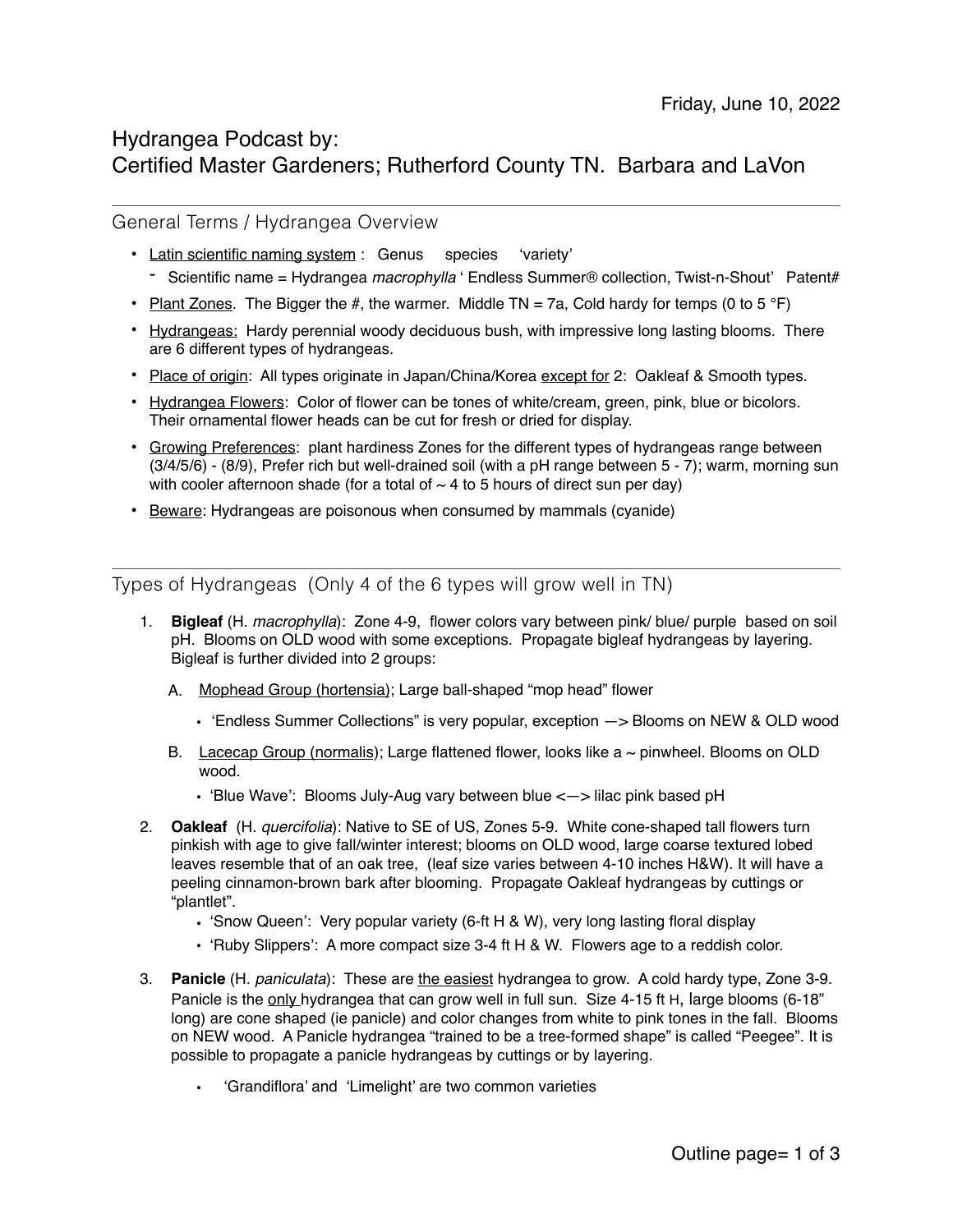Friday, June 10, 2022

# Hydrangea Podcast by:
# Certified Master Gardeners; Rutherford County TN. Barbara and LaVon

## General Terms / Hydrangea Overview

- Latin scientific naming system : Genus species 'variety'
  - Scientific name = Hydrangea *macrophylla* ' Endless Summer® collection, Twist-n-Shout' Patent#
- Plant Zones. The Bigger the #, the warmer. Middle TN = 7a, Cold hardy for temps (0 to 5 °F)
- Hydrangeas: Hardy perennial woody deciduous bush, with impressive long lasting blooms. There are 6 different types of hydrangeas.
- Place of origin: All types originate in Japan/China/Korea except for 2: Oakleaf & Smooth types.
- Hydrangea Flowers: Color of flower can be tones of white/cream, green, pink, blue or bicolors. Their ornamental flower heads can be cut for fresh or dried for display.
- Growing Preferences: plant hardiness Zones for the different types of hydrangeas range between (3/4/5/6) - (8/9), Prefer rich but well-drained soil (with a pH range between 5 - 7); warm, morning sun with cooler afternoon shade (for a total of ~ 4 to 5 hours of direct sun per day)
- Beware: Hydrangeas are poisonous when consumed by mammals (cyanide)

## Types of Hydrangeas (Only 4 of the 6 types will grow well in TN)

1. **Bigleaf** (H. *macrophylla*): Zone 4-9, flower colors vary between pink/ blue/ purple based on soil pH. Blooms on OLD wood with some exceptions. Propagate bigleaf hydrangeas by layering. Bigleaf is further divided into 2 groups:

   A. Mophead Group (hortensia); Large ball-shaped "mop head" flower
      - 'Endless Summer Collections" is very popular, exception —> Blooms on NEW & OLD wood

   B. Lacecap Group (normalis); Large flattened flower, looks like a ~ pinwheel. Blooms on OLD wood.
      - 'Blue Wave': Blooms July-Aug vary between blue <—> lilac pink based pH

2. **Oakleaf** (H. *quercifolia*): Native to SE of US, Zones 5-9. White cone-shaped tall flowers turn pinkish with age to give fall/winter interest; blooms on OLD wood, large coarse textured lobed leaves resemble that of an oak tree, (leaf size varies between 4-10 inches H&W). It will have a peeling cinnamon-brown bark after blooming. Propagate Oakleaf hydrangeas by cuttings or "plantlet".
   - 'Snow Queen': Very popular variety (6-ft H & W), very long lasting floral display
   - 'Ruby Slippers': A more compact size 3-4 ft H & W. Flowers age to a reddish color.

3. **Panicle** (H. *paniculata*): These are the easiest hydrangea to grow. A cold hardy type, Zone 3-9. Panicle is the only hydrangea that can grow well in full sun. Size 4-15 ft H, large blooms (6-18" long) are cone shaped (ie panicle) and color changes from white to pink tones in the fall. Blooms on NEW wood. A Panicle hydrangea "trained to be a tree-formed shape" is called "Peegee". It is possible to propagate a panicle hydrangeas by cuttings or by layering.
   - 'Grandiflora' and 'Limelight' are two common varieties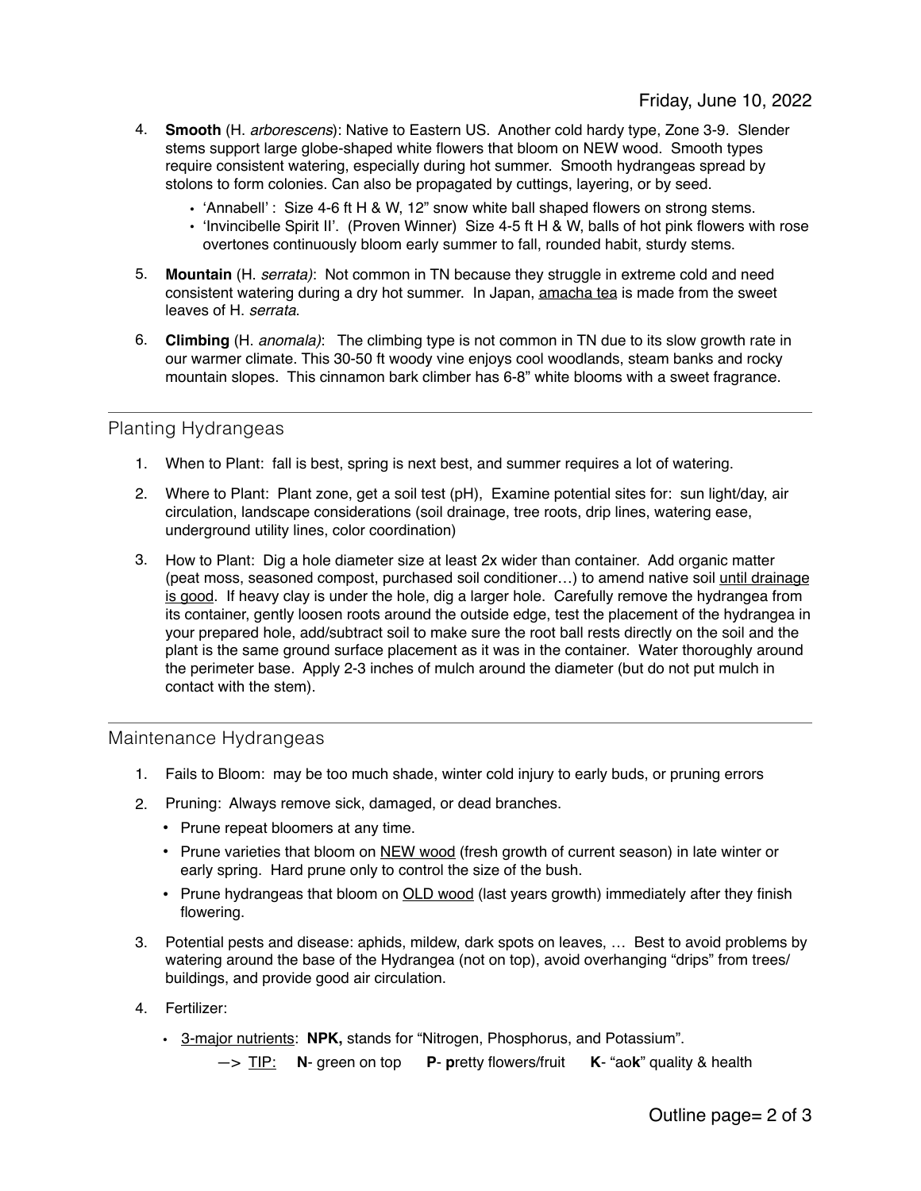4. **Smooth** (H. *arborescens*): Native to Eastern US. Another cold hardy type, Zone 3-9. Slender stems support large globe-shaped white flowers that bloom on NEW wood. Smooth types require consistent watering, especially during hot summer. Smooth hydrangeas spread by stolons to form colonies. Can also be propagated by cuttings, layering, or by seed.
   - 'Annabell' : Size 4-6 ft H & W, 12" snow white ball shaped flowers on strong stems.
   - 'Invincibelle Spirit II'. (Proven Winner) Size 4-5 ft H & W, balls of hot pink flowers with rose overtones continuously bloom early summer to fall, rounded habit, sturdy stems.

5. **Mountain** (H. *serrata)*: Not common in TN because they struggle in extreme cold and need consistent watering during a dry hot summer. In Japan, amacha tea is made from the sweet leaves of H. *serrata*.

6. **Climbing** (H. *anomala)*: The climbing type is not common in TN due to its slow growth rate in our warmer climate. This 30-50 ft woody vine enjoys cool woodlands, steam banks and rocky mountain slopes. This cinnamon bark climber has 6-8" white blooms with a sweet fragrance.

---

## Planting Hydrangeas

1. When to Plant: fall is best, spring is next best, and summer requires a lot of watering.

2. Where to Plant: Plant zone, get a soil test (pH), Examine potential sites for: sun light/day, air circulation, landscape considerations (soil drainage, tree roots, drip lines, watering ease, underground utility lines, color coordination)

3. How to Plant: Dig a hole diameter size at least 2x wider than container. Add organic matter (peat moss, seasoned compost, purchased soil conditioner…) to amend native soil until drainage is good. If heavy clay is under the hole, dig a larger hole. Carefully remove the hydrangea from its container, gently loosen roots around the outside edge, test the placement of the hydrangea in your prepared hole, add/subtract soil to make sure the root ball rests directly on the soil and the plant is the same ground surface placement as it was in the container. Water thoroughly around the perimeter base. Apply 2-3 inches of mulch around the diameter (but do not put mulch in contact with the stem).

---

## Maintenance Hydrangeas

1. Fails to Bloom: may be too much shade, winter cold injury to early buds, or pruning errors

2. Pruning: Always remove sick, damaged, or dead branches.
   - Prune repeat bloomers at any time.
   - Prune varieties that bloom on NEW wood (fresh growth of current season) in late winter or early spring. Hard prune only to control the size of the bush.
   - Prune hydrangeas that bloom on OLD wood (last years growth) immediately after they finish flowering.

3. Potential pests and disease: aphids, mildew, dark spots on leaves, … Best to avoid problems by watering around the base of the Hydrangea (not on top), avoid overhanging "drips" from trees/ buildings, and provide good air circulation.

4. Fertilizer:
   - 3-major nutrients: **NPK,** stands for "Nitrogen, Phosphorus, and Potassium".
     - —> TIP: **N**- green on top **P**- **p**retty flowers/fruit **K**- "ao**k**" quality & health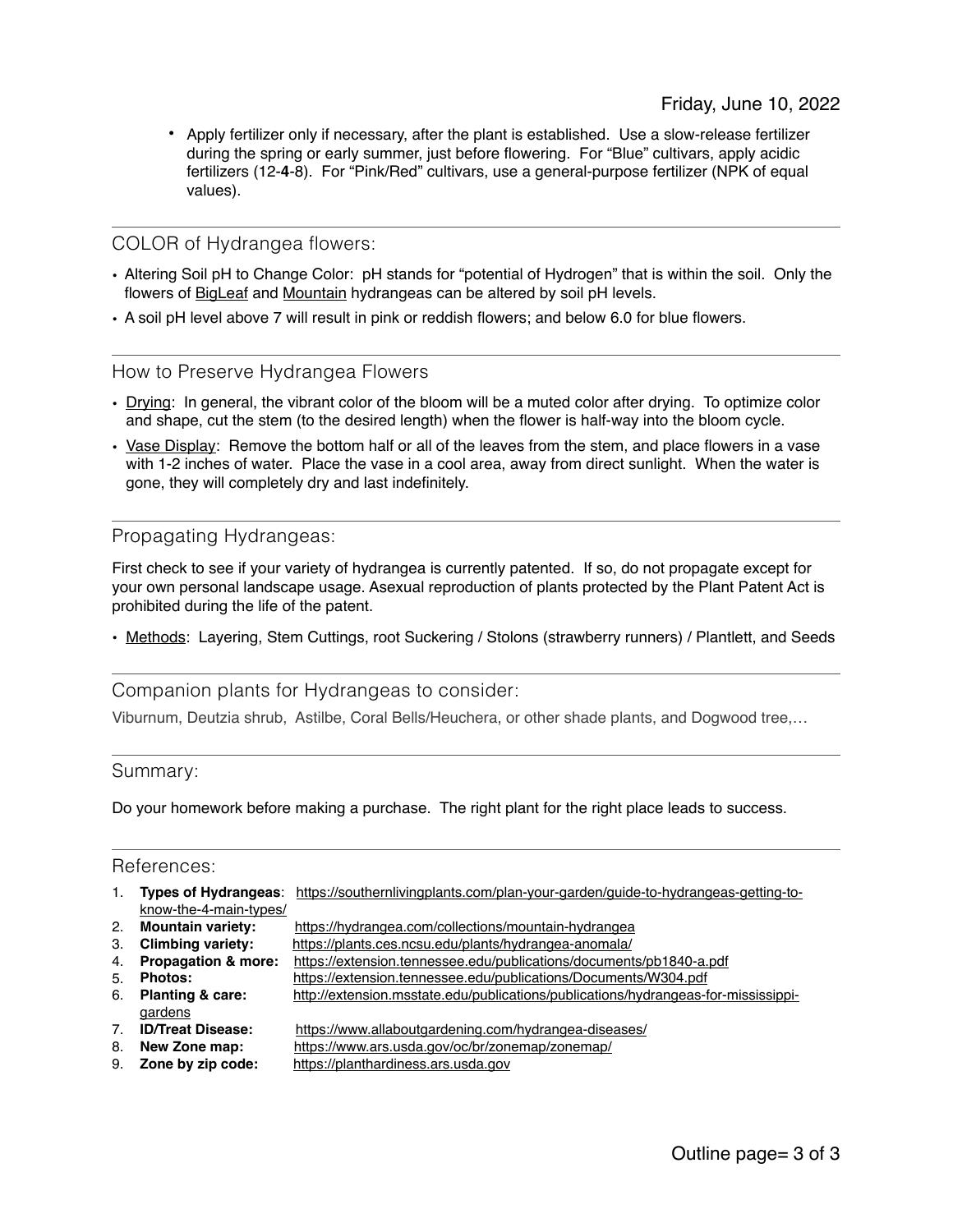Friday, June 10, 2022

- Apply fertilizer only if necessary, after the plant is established. Use a slow-release fertilizer during the spring or early summer, just before flowering. For "Blue" cultivars, apply acidic fertilizers (12-**4**-8). For "Pink/Red" cultivars, use a general-purpose fertilizer (NPK of equal values).

## COLOR of Hydrangea flowers:

- Altering Soil pH to Change Color: pH stands for "potential of Hydrogen" that is within the soil. Only the flowers of BigLeaf and Mountain hydrangeas can be altered by soil pH levels.
- A soil pH level above 7 will result in pink or reddish flowers; and below 6.0 for blue flowers.

## How to Preserve Hydrangea Flowers

- Drying: In general, the vibrant color of the bloom will be a muted color after drying. To optimize color and shape, cut the stem (to the desired length) when the flower is half-way into the bloom cycle.
- Vase Display: Remove the bottom half or all of the leaves from the stem, and place flowers in a vase with 1-2 inches of water. Place the vase in a cool area, away from direct sunlight. When the water is gone, they will completely dry and last indefinitely.

## Propagating Hydrangeas:

First check to see if your variety of hydrangea is currently patented. If so, do not propagate except for your own personal landscape usage. Asexual reproduction of plants protected by the Plant Patent Act is prohibited during the life of the patent.

- Methods: Layering, Stem Cuttings, root Suckering / Stolons (strawberry runners) / Plantlett, and Seeds

## Companion plants for Hydrangeas to consider:

Viburnum, Deutzia shrub, Astilbe, Coral Bells/Heuchera, or other shade plants, and Dogwood tree,…

## Summary:

Do your homework before making a purchase. The right plant for the right place leads to success.

## References:

1. **Types of Hydrangeas**: https://southernlivingplants.com/plan-your-garden/guide-to-hydrangeas-getting-to-know-the-4-main-types/
2. **Mountain variety:** https://hydrangea.com/collections/mountain-hydrangea
3. **Climbing variety:** https://plants.ces.ncsu.edu/plants/hydrangea-anomala/
4. **Propagation & more:** https://extension.tennessee.edu/publications/documents/pb1840-a.pdf
5. **Photos:** https://extension.tennessee.edu/publications/Documents/W304.pdf
6. **Planting & care:** http://extension.msstate.edu/publications/publications/hydrangeas-for-mississippi-gardens
7. **ID/Treat Disease:** https://www.allaboutgardening.com/hydrangea-diseases/
8. **New Zone map:** https://www.ars.usda.gov/oc/br/zonemap/zonemap/
9. **Zone by zip code:** https://planthardiness.ars.usda.gov